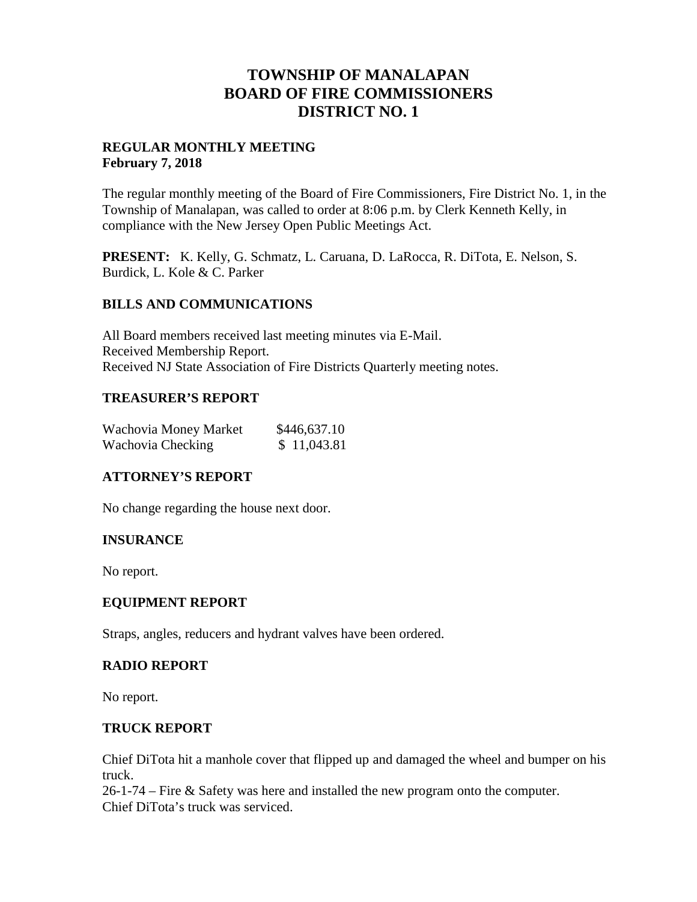# TOWNSHIP OF MANALAPAN
# BOARD OF FIRE COMMISSIONERS
# DISTRICT NO. 1

**REGULAR MONTHLY MEETING**
**February 7, 2018**

The regular monthly meeting of the Board of Fire Commissioners, Fire District No. 1, in the Township of Manalapan, was called to order at 8:06 p.m. by Clerk Kenneth Kelly, in compliance with the New Jersey Open Public Meetings Act.

**PRESENT:** K. Kelly, G. Schmatz, L. Caruana, D. LaRocca, R. DiTota, E. Nelson, S. Burdick, L. Kole & C. Parker

## BILLS AND COMMUNICATIONS

All Board members received last meeting minutes via E-Mail.
Received Membership Report.
Received NJ State Association of Fire Districts Quarterly meeting notes.

## TREASURER'S REPORT

| | |
|---|---|
| Wachovia Money Market | $446,637.10 |
| Wachovia Checking | $ 11,043.81 |

## ATTORNEY'S REPORT

No change regarding the house next door.

## INSURANCE

No report.

## EQUIPMENT REPORT

Straps, angles, reducers and hydrant valves have been ordered.

## RADIO REPORT

No report.

## TRUCK REPORT

Chief DiTota hit a manhole cover that flipped up and damaged the wheel and bumper on his truck.
26-1-74 – Fire & Safety was here and installed the new program onto the computer.
Chief DiTota's truck was serviced.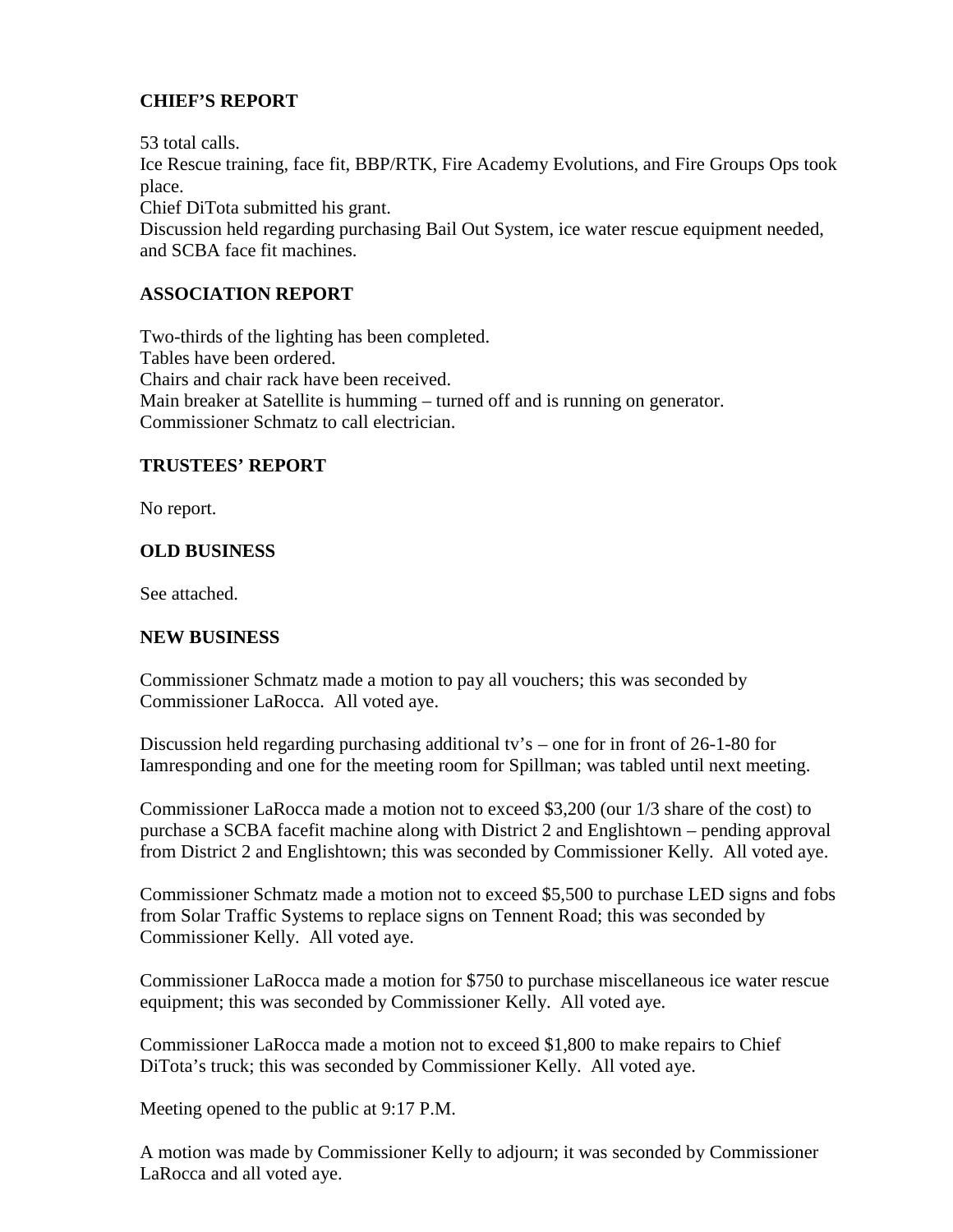## CHIEF'S REPORT

53 total calls.
Ice Rescue training, face fit, BBP/RTK, Fire Academy Evolutions, and Fire Groups Ops took place.
Chief DiTota submitted his grant.
Discussion held regarding purchasing Bail Out System, ice water rescue equipment needed, and SCBA face fit machines.

## ASSOCIATION REPORT

Two-thirds of the lighting has been completed.
Tables have been ordered.
Chairs and chair rack have been received.
Main breaker at Satellite is humming – turned off and is running on generator.
Commissioner Schmatz to call electrician.

## TRUSTEES' REPORT

No report.

## OLD BUSINESS

See attached.

## NEW BUSINESS

Commissioner Schmatz made a motion to pay all vouchers; this was seconded by Commissioner LaRocca. All voted aye.

Discussion held regarding purchasing additional tv's – one for in front of 26-1-80 for Iamresponding and one for the meeting room for Spillman; was tabled until next meeting.

Commissioner LaRocca made a motion not to exceed $3,200 (our 1/3 share of the cost) to purchase a SCBA facefit machine along with District 2 and Englishtown – pending approval from District 2 and Englishtown; this was seconded by Commissioner Kelly. All voted aye.

Commissioner Schmatz made a motion not to exceed $5,500 to purchase LED signs and fobs from Solar Traffic Systems to replace signs on Tennent Road; this was seconded by Commissioner Kelly. All voted aye.

Commissioner LaRocca made a motion for $750 to purchase miscellaneous ice water rescue equipment; this was seconded by Commissioner Kelly. All voted aye.

Commissioner LaRocca made a motion not to exceed $1,800 to make repairs to Chief DiTota's truck; this was seconded by Commissioner Kelly. All voted aye.

Meeting opened to the public at 9:17 P.M.

A motion was made by Commissioner Kelly to adjourn; it was seconded by Commissioner LaRocca and all voted aye.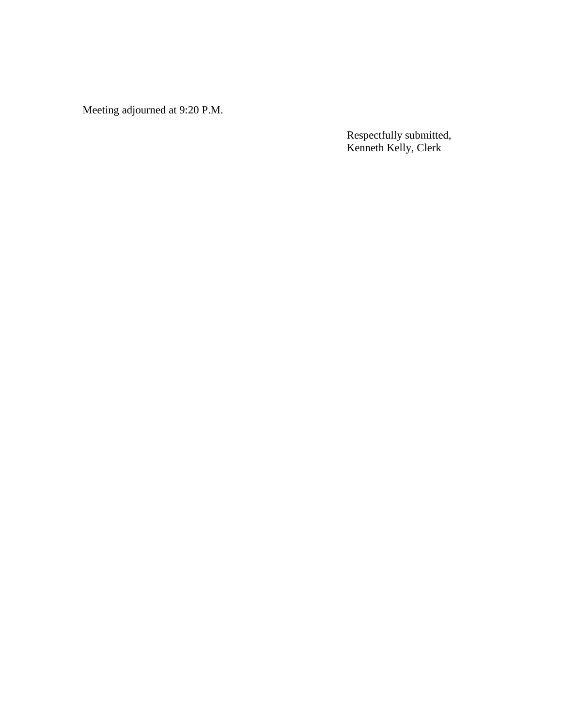Meeting adjourned at 9:20 P.M.

Respectfully submitted,
Kenneth Kelly, Clerk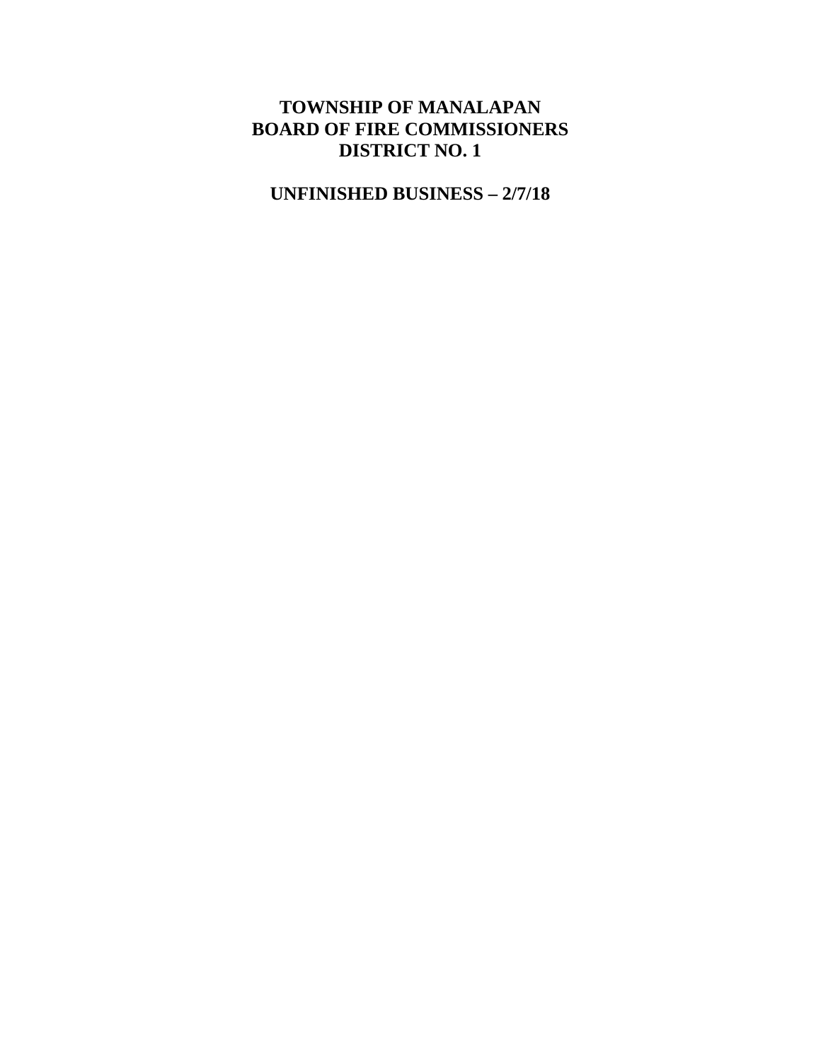# TOWNSHIP OF MANALAPAN
# BOARD OF FIRE COMMISSIONERS
# DISTRICT NO. 1

## UNFINISHED BUSINESS – 2/7/18